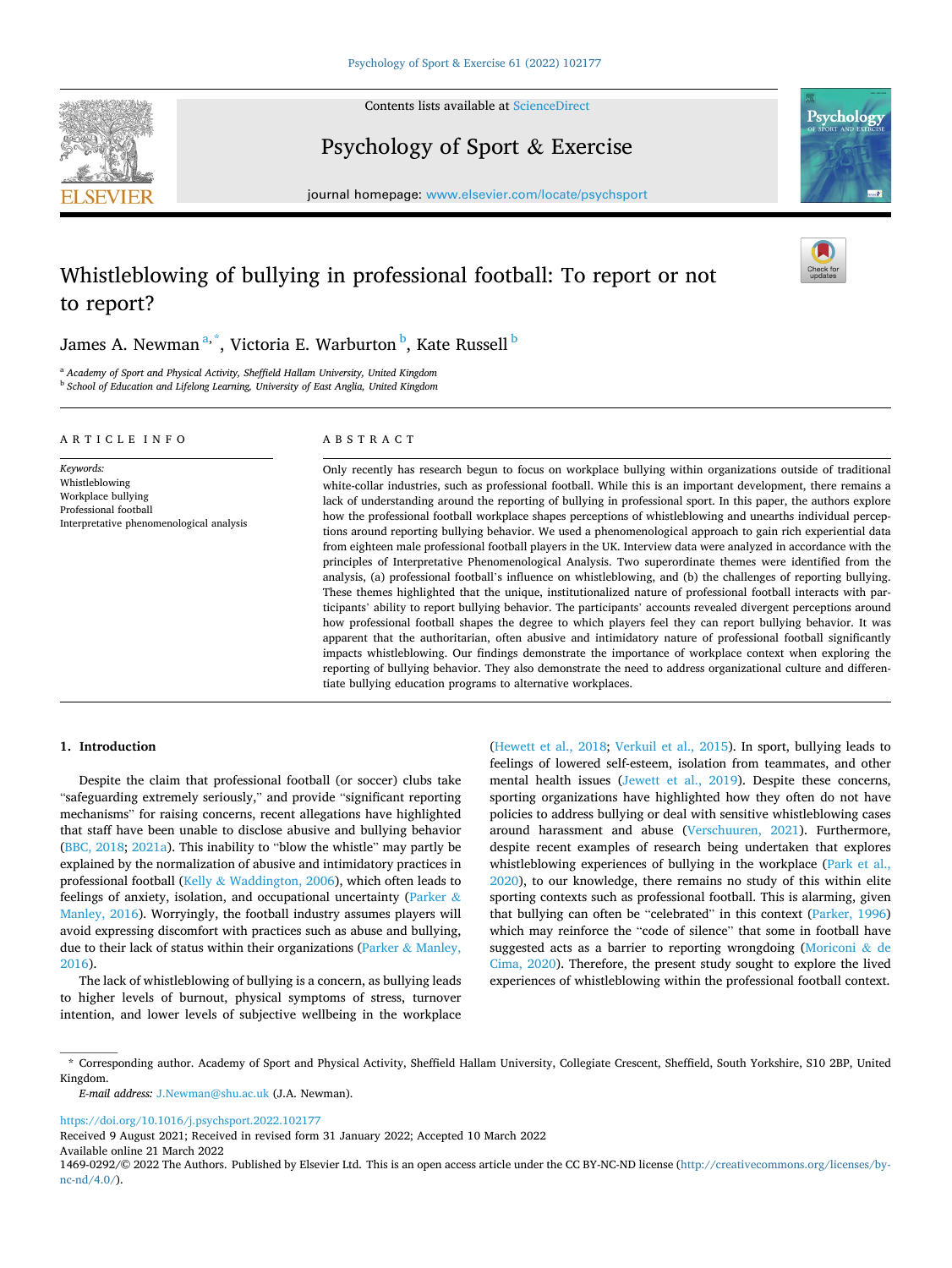# Whistleblowing of bullying in professional football: To report or not to report?

James A. Newman [a,*], Victoria E. Warburton [b], Kate Russell [b]

[a] *Academy of Sport and Physical Activity, Sheffield Hallam University, United Kingdom*
[b] *School of Education and Lifelong Learning, University of East Anglia, United Kingdom*

## ARTICLE INFO

*Keywords:*
Whistleblowing
Workplace bullying
Professional football
Interpretative phenomenological analysis

## ABSTRACT

Only recently has research begun to focus on workplace bullying within organizations outside of traditional white-collar industries, such as professional football. While this is an important development, there remains a lack of understanding around the reporting of bullying in professional sport. In this paper, the authors explore how the professional football workplace shapes perceptions of whistleblowing and unearths individual perceptions around reporting bullying behavior. We used a phenomenological approach to gain rich experiential data from eighteen male professional football players in the UK. Interview data were analyzed in accordance with the principles of Interpretative Phenomenological Analysis. Two superordinate themes were identified from the analysis, (a) professional football's influence on whistleblowing, and (b) the challenges of reporting bullying. These themes highlighted that the unique, institutionalized nature of professional football interacts with participants' ability to report bullying behavior. The participants' accounts revealed divergent perceptions around how professional football shapes the degree to which players feel they can report bullying behavior. It was apparent that the authoritarian, often abusive and intimidatory nature of professional football significantly impacts whistleblowing. Our findings demonstrate the importance of workplace context when exploring the reporting of bullying behavior. They also demonstrate the need to address organizational culture and differentiate bullying education programs to alternative workplaces.

## 1. Introduction

Despite the claim that professional football (or soccer) clubs take "safeguarding extremely seriously," and provide "significant reporting mechanisms" for raising concerns, recent allegations have highlighted that staff have been unable to disclose abusive and bullying behavior (BBC, 2018; 2021a). This inability to "blow the whistle" may partly be explained by the normalization of abusive and intimidatory practices in professional football (Kelly & Waddington, 2006), which often leads to feelings of anxiety, isolation, and occupational uncertainty (Parker & Manley, 2016). Worryingly, the football industry assumes players will avoid expressing discomfort with practices such as abuse and bullying, due to their lack of status within their organizations (Parker & Manley, 2016).

The lack of whistleblowing of bullying is a concern, as bullying leads to higher levels of burnout, physical symptoms of stress, turnover intention, and lower levels of subjective wellbeing in the workplace (Hewett et al., 2018; Verkuil et al., 2015). In sport, bullying leads to feelings of lowered self-esteem, isolation from teammates, and other mental health issues (Jewett et al., 2019). Despite these concerns, sporting organizations have highlighted how they often do not have policies to address bullying or deal with sensitive whistleblowing cases around harassment and abuse (Verschuuren, 2021). Furthermore, despite recent examples of research being undertaken that explores whistleblowing experiences of bullying in the workplace (Park et al., 2020), to our knowledge, there remains no study of this within elite sporting contexts such as professional football. This is alarming, given that bullying can often be "celebrated" in this context (Parker, 1996) which may reinforce the "code of silence" that some in football have suggested acts as a barrier to reporting wrongdoing (Moriconi & de Cima, 2020). Therefore, the present study sought to explore the lived experiences of whistleblowing within the professional football context.

---

* Corresponding author. Academy of Sport and Physical Activity, Sheffield Hallam University, Collegiate Crescent, Sheffield, South Yorkshire, S10 2BP, United Kingdom.

*E-mail address:* J.Newman@shu.ac.uk (J.A. Newman).

https://doi.org/10.1016/j.psychsport.2022.102177
Received 9 August 2021; Received in revised form 31 January 2022; Accepted 10 March 2022
Available online 21 March 2022
1469-0292/© 2022 The Authors. Published by Elsevier Ltd. This is an open access article under the CC BY-NC-ND license (http://creativecommons.org/licenses/by-nc-nd/4.0/).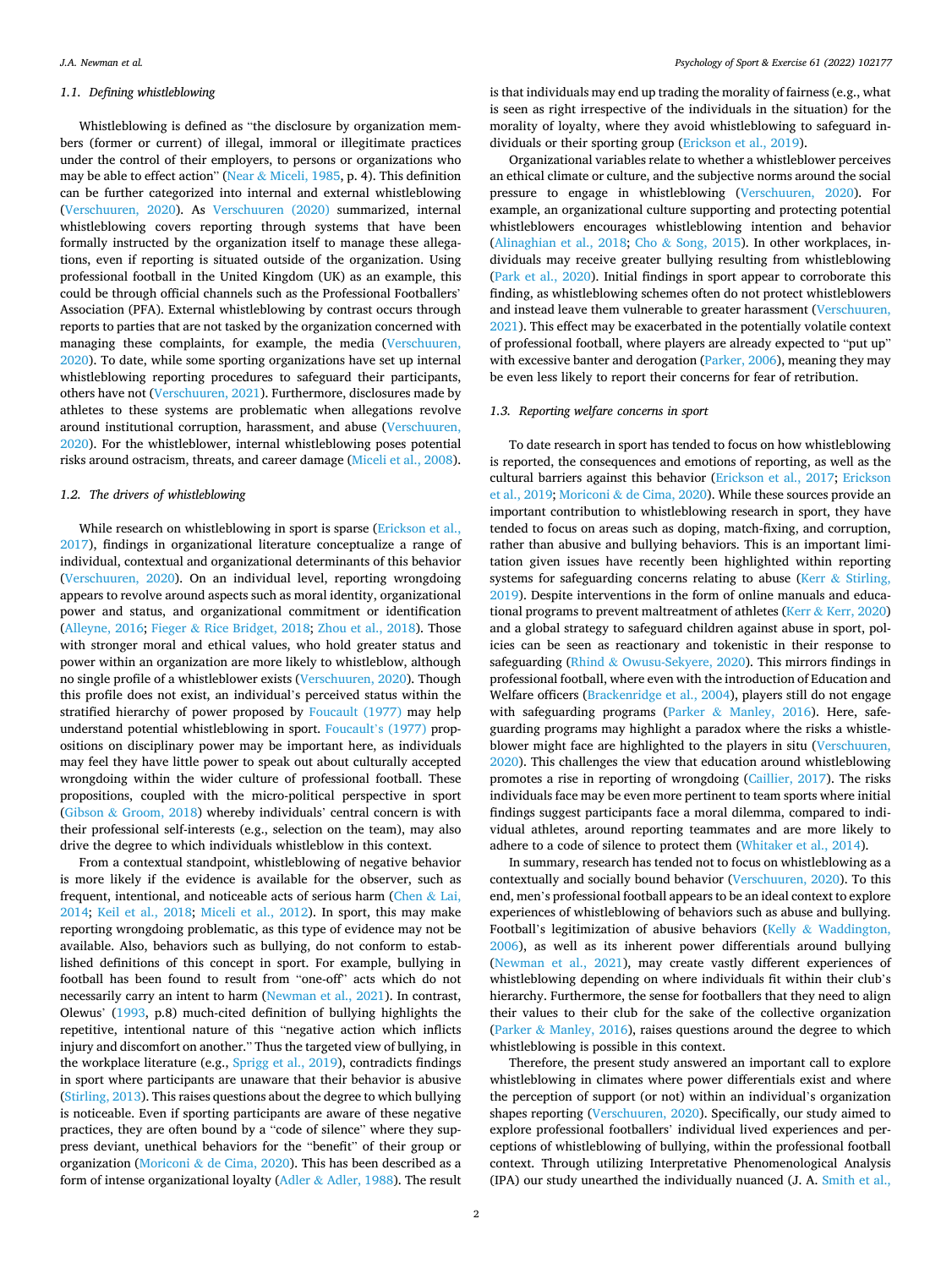### 1.1. Defining whistleblowing

Whistleblowing is defined as "the disclosure by organization members (former or current) of illegal, immoral or illegitimate practices under the control of their employers, to persons or organizations who may be able to effect action" (Near & Miceli, 1985, p. 4). This definition can be further categorized into internal and external whistleblowing (Verschuuren, 2020). As Verschuuren (2020) summarized, internal whistleblowing covers reporting through systems that have been formally instructed by the organization itself to manage these allegations, even if reporting is situated outside of the organization. Using professional football in the United Kingdom (UK) as an example, this could be through official channels such as the Professional Footballers' Association (PFA). External whistleblowing by contrast occurs through reports to parties that are not tasked by the organization concerned with managing these complaints, for example, the media (Verschuuren, 2020). To date, while some sporting organizations have set up internal whistleblowing reporting procedures to safeguard their participants, others have not (Verschuuren, 2021). Furthermore, disclosures made by athletes to these systems are problematic when allegations revolve around institutional corruption, harassment, and abuse (Verschuuren, 2020). For the whistleblower, internal whistleblowing poses potential risks around ostracism, threats, and career damage (Miceli et al., 2008).

### 1.2. The drivers of whistleblowing

While research on whistleblowing in sport is sparse (Erickson et al., 2017), findings in organizational literature conceptualize a range of individual, contextual and organizational determinants of this behavior (Verschuuren, 2020). On an individual level, reporting wrongdoing appears to revolve around aspects such as moral identity, organizational power and status, and organizational commitment or identification (Alleyne, 2016; Fieger & Rice Bridget, 2018; Zhou et al., 2018). Those with stronger moral and ethical values, who hold greater status and power within an organization are more likely to whistleblow, although no single profile of a whistleblower exists (Verschuuren, 2020). Though this profile does not exist, an individual's perceived status within the stratified hierarchy of power proposed by Foucault (1977) may help understand potential whistleblowing in sport. Foucault's (1977) propositions on disciplinary power may be important here, as individuals may feel they have little power to speak out about culturally accepted wrongdoing within the wider culture of professional football. These propositions, coupled with the micro-political perspective in sport (Gibson & Groom, 2018) whereby individuals' central concern is with their professional self-interests (e.g., selection on the team), may also drive the degree to which individuals whistleblow in this context.

From a contextual standpoint, whistleblowing of negative behavior is more likely if the evidence is available for the observer, such as frequent, intentional, and noticeable acts of serious harm (Chen & Lai, 2014; Keil et al., 2018; Miceli et al., 2012). In sport, this may make reporting wrongdoing problematic, as this type of evidence may not be available. Also, behaviors such as bullying, do not conform to established definitions of this concept in sport. For example, bullying in football has been found to result from "one-off" acts which do not necessarily carry an intent to harm (Newman et al., 2021). In contrast, Olewus' (1993, p.8) much-cited definition of bullying highlights the repetitive, intentional nature of this "negative action which inflicts injury and discomfort on another." Thus the targeted view of bullying, in the workplace literature (e.g., Sprigg et al., 2019), contradicts findings in sport where participants are unaware that their behavior is abusive (Stirling, 2013). This raises questions about the degree to which bullying is noticeable. Even if sporting participants are aware of these negative practices, they are often bound by a "code of silence" where they suppress deviant, unethical behaviors for the "benefit" of their group or organization (Moriconi & de Cima, 2020). This has been described as a form of intense organizational loyalty (Adler & Adler, 1988). The result is that individuals may end up trading the morality of fairness (e.g., what is seen as right irrespective of the individuals in the situation) for the morality of loyalty, where they avoid whistleblowing to safeguard individuals or their sporting group (Erickson et al., 2019).

Organizational variables relate to whether a whistleblower perceives an ethical climate or culture, and the subjective norms around the social pressure to engage in whistleblowing (Verschuuren, 2020). For example, an organizational culture supporting and protecting potential whistleblowers encourages whistleblowing intention and behavior (Alinaghian et al., 2018; Cho & Song, 2015). In other workplaces, individuals may receive greater bullying resulting from whistleblowing (Park et al., 2020). Initial findings in sport appear to corroborate this finding, as whistleblowing schemes often do not protect whistleblowers and instead leave them vulnerable to greater harassment (Verschuuren, 2021). This effect may be exacerbated in the potentially volatile context of professional football, where players are already expected to "put up" with excessive banter and derogation (Parker, 2006), meaning they may be even less likely to report their concerns for fear of retribution.

### 1.3. Reporting welfare concerns in sport

To date research in sport has tended to focus on how whistleblowing is reported, the consequences and emotions of reporting, as well as the cultural barriers against this behavior (Erickson et al., 2017; Erickson et al., 2019; Moriconi & de Cima, 2020). While these sources provide an important contribution to whistleblowing research in sport, they have tended to focus on areas such as doping, match-fixing, and corruption, rather than abusive and bullying behaviors. This is an important limitation given issues have recently been highlighted within reporting systems for safeguarding concerns relating to abuse (Kerr & Stirling, 2019). Despite interventions in the form of online manuals and educational programs to prevent maltreatment of athletes (Kerr & Kerr, 2020) and a global strategy to safeguard children against abuse in sport, policies can be seen as reactionary and tokenistic in their response to safeguarding (Rhind & Owusu-Sekyere, 2020). This mirrors findings in professional football, where even with the introduction of Education and Welfare officers (Brackenridge et al., 2004), players still do not engage with safeguarding programs (Parker & Manley, 2016). Here, safeguarding programs may highlight a paradox where the risks a whistleblower might face are highlighted to the players in situ (Verschuuren, 2020). This challenges the view that education around whistleblowing promotes a rise in reporting of wrongdoing (Caillier, 2017). The risks individuals face may be even more pertinent to team sports where initial findings suggest participants face a moral dilemma, compared to individual athletes, around reporting teammates and are more likely to adhere to a code of silence to protect them (Whitaker et al., 2014).

In summary, research has tended not to focus on whistleblowing as a contextually and socially bound behavior (Verschuuren, 2020). To this end, men's professional football appears to be an ideal context to explore experiences of whistleblowing of behaviors such as abuse and bullying. Football's legitimization of abusive behaviors (Kelly & Waddington, 2006), as well as its inherent power differentials around bullying (Newman et al., 2021), may create vastly different experiences of whistleblowing depending on where individuals fit within their club's hierarchy. Furthermore, the sense for footballers that they need to align their values to their club for the sake of the collective organization (Parker & Manley, 2016), raises questions around the degree to which whistleblowing is possible in this context.

Therefore, the present study answered an important call to explore whistleblowing in climates where power differentials exist and where the perception of support (or not) within an individual's organization shapes reporting (Verschuuren, 2020). Specifically, our study aimed to explore professional footballers' individual lived experiences and perceptions of whistleblowing of bullying, within the professional football context. Through utilizing Interpretative Phenomenological Analysis (IPA) our study unearthed the individually nuanced (J. A. Smith et al.,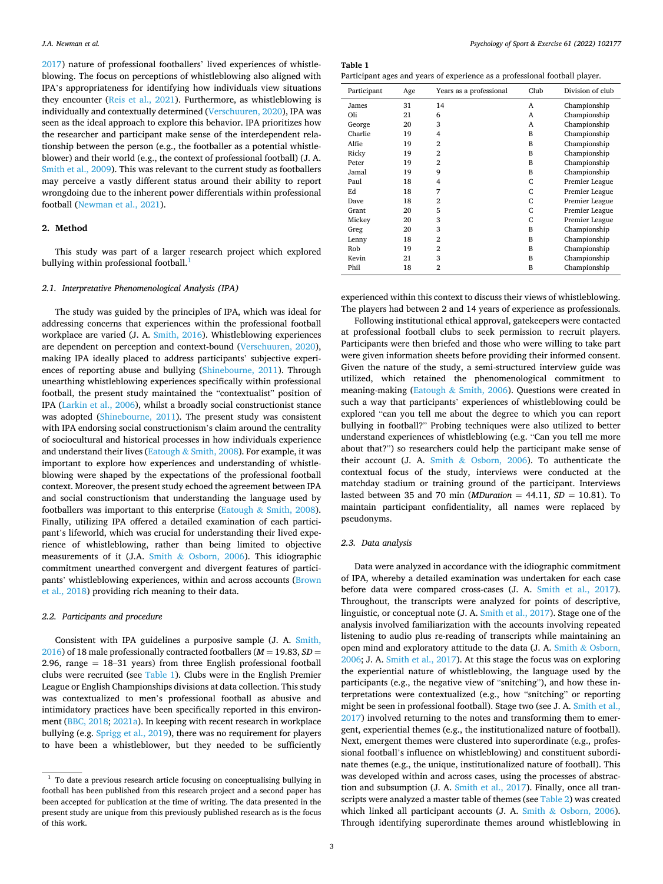2017) nature of professional footballers' lived experiences of whistleblowing. The focus on perceptions of whistleblowing also aligned with IPA's appropriateness for identifying how individuals view situations they encounter (Reis et al., 2021). Furthermore, as whistleblowing is individually and contextually determined (Verschuuren, 2020), IPA was seen as the ideal approach to explore this behavior. IPA prioritizes how the researcher and participant make sense of the interdependent relationship between the person (e.g., the footballer as a potential whistleblower) and their world (e.g., the context of professional football) (J. A. Smith et al., 2009). This was relevant to the current study as footballers may perceive a vastly different status around their ability to report wrongdoing due to the inherent power differentials within professional football (Newman et al., 2021).

## 2. Method

This study was part of a larger research project which explored bullying within professional football.[1]

### 2.1. Interpretative Phenomenological Analysis (IPA)

The study was guided by the principles of IPA, which was ideal for addressing concerns that experiences within the professional football workplace are varied (J. A. Smith, 2016). Whistleblowing experiences are dependent on perception and context-bound (Verschuuren, 2020), making IPA ideally placed to address participants' subjective experiences of reporting abuse and bullying (Shinebourne, 2011). Through unearthing whistleblowing experiences specifically within professional football, the present study maintained the "contextualist" position of IPA (Larkin et al., 2006), whilst a broadly social constructionist stance was adopted (Shinebourne, 2011). The present study was consistent with IPA endorsing social constructionism's claim around the centrality of sociocultural and historical processes in how individuals experience and understand their lives (Eatough & Smith, 2008). For example, it was important to explore how experiences and understanding of whistleblowing were shaped by the expectations of the professional football context. Moreover, the present study echoed the agreement between IPA and social constructionism that understanding the language used by footballers was important to this enterprise (Eatough & Smith, 2008). Finally, utilizing IPA offered a detailed examination of each participant's lifeworld, which was crucial for understanding their lived experience of whistleblowing, rather than being limited to objective measurements of it (J.A. Smith & Osborn, 2006). This idiographic commitment unearthed convergent and divergent features of participants' whistleblowing experiences, within and across accounts (Brown et al., 2018) providing rich meaning to their data.

### 2.2. Participants and procedure

Consistent with IPA guidelines a purposive sample (J. A. Smith, 2016) of 18 male professionally contracted footballers ($M = 19.83$, $SD = 2.96$, range = 18–31 years) from three English professional football clubs were recruited (see Table 1). Clubs were in the English Premier League or English Championships divisions at data collection. This study was contextualized to men's professional football as abusive and intimidatory practices have been specifically reported in this environment (BBC, 2018; 2021a). In keeping with recent research in workplace bullying (e.g. Sprigg et al., 2019), there was no requirement for players to have been a whistleblower, but they needed to be sufficiently experienced within this context to discuss their views of whistleblowing. The players had between 2 and 14 years of experience as professionals.

**Table 1**
Participant ages and years of experience as a professional football player.

| Participant | Age | Years as a professional | Club | Division of club |
|---|---|---|---|---|
| James | 31 | 14 | A | Championship |
| Oli | 21 | 6 | A | Championship |
| George | 20 | 3 | A | Championship |
| Charlie | 19 | 4 | B | Championship |
| Alfie | 19 | 2 | B | Championship |
| Ricky | 19 | 2 | B | Championship |
| Peter | 19 | 2 | B | Championship |
| Jamal | 19 | 9 | B | Championship |
| Paul | 18 | 4 | C | Premier League |
| Ed | 18 | 7 | C | Premier League |
| Dave | 18 | 2 | C | Premier League |
| Grant | 20 | 5 | C | Premier League |
| Mickey | 20 | 3 | C | Premier League |
| Greg | 20 | 3 | B | Championship |
| Lenny | 18 | 2 | B | Championship |
| Rob | 19 | 2 | B | Championship |
| Kevin | 21 | 3 | B | Championship |
| Phil | 18 | 2 | B | Championship |

Following institutional ethical approval, gatekeepers were contacted at professional football clubs to seek permission to recruit players. Participants were then briefed and those who were willing to take part were given information sheets before providing their informed consent. Given the nature of the study, a semi-structured interview guide was utilized, which retained the phenomenological commitment to meaning-making (Eatough & Smith, 2006). Questions were created in such a way that participants' experiences of whistleblowing could be explored "can you tell me about the degree to which you can report bullying in football?" Probing techniques were also utilized to better understand experiences of whistleblowing (e.g. "Can you tell me more about that?") so researchers could help the participant make sense of their account (J. A. Smith & Osborn, 2006). To authenticate the contextual focus of the study, interviews were conducted at the matchday stadium or training ground of the participant. Interviews lasted between 35 and 70 min ($M_{Duration} = 44.11$, $SD = 10.81$). To maintain participant confidentiality, all names were replaced by pseudonyms.

### 2.3. Data analysis

Data were analyzed in accordance with the idiographic commitment of IPA, whereby a detailed examination was undertaken for each case before data were compared cross-cases (J. A. Smith et al., 2017). Throughout, the transcripts were analyzed for points of descriptive, linguistic, or conceptual note (J. A. Smith et al., 2017). Stage one of the analysis involved familiarization with the accounts involving repeated listening to audio plus re-reading of transcripts while maintaining an open mind and exploratory attitude to the data (J. A. Smith & Osborn, 2006; J. A. Smith et al., 2017). At this stage the focus was on exploring the experiential nature of whistleblowing, the language used by the participants (e.g., the negative view of "snitching"), and how these interpretations were contextualized (e.g., how "snitching" or reporting might be seen in professional football). Stage two (see J. A. Smith et al., 2017) involved returning to the notes and transforming them to emergent, experiential themes (e.g., the institutionalized nature of football). Next, emergent themes were clustered into superordinate (e.g., professional football's influence on whistleblowing) and constituent subordinate themes (e.g., the unique, institutionalized nature of football). This was developed within and across cases, using the processes of abstraction and subsumption (J. A. Smith et al., 2017). Finally, once all transcripts were analyzed a master table of themes (see Table 2) was created which linked all participant accounts (J. A. Smith & Osborn, 2006). Through identifying superordinate themes around whistleblowing in

[1] To date a previous research article focusing on conceptualising bullying in football has been published from this research project and a second paper has been accepted for publication at the time of writing. The data presented in the present study are unique from this previously published research as is the focus of this work.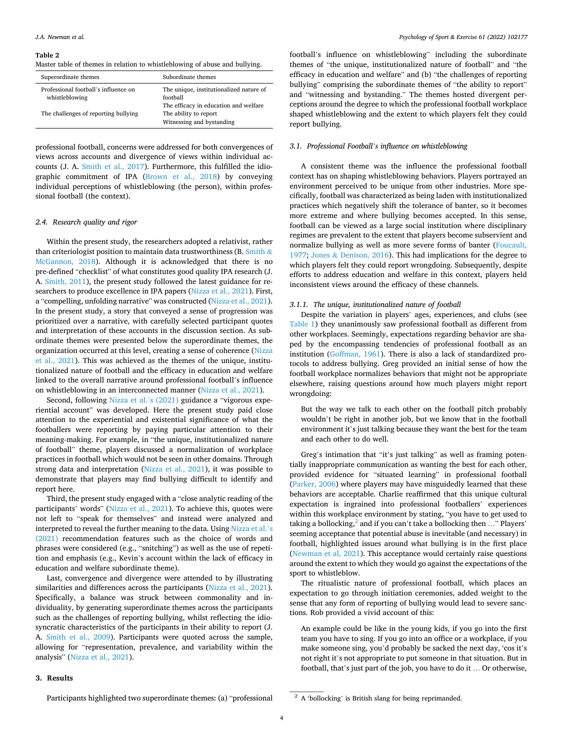**Table 2**
Master table of themes in relation to whistleblowing of abuse and bullying.

| Superordinate themes | Subordinate themes |
| --- | --- |
| Professional football's influence on whistleblowing | The unique, institutionalized nature of football |
| | The efficacy in education and welfare |
| The challenges of reporting bullying | The ability to report |
| | Witnessing and bystanding |

professional football, concerns were addressed for both convergences of views across accounts and divergence of views within individual accounts (J. A. Smith et al., 2017). Furthermore, this fulfilled the idiographic commitment of IPA (Brown et al., 2018) by conveying individual perceptions of whistleblowing (the person), within professional football (the context).

### 2.4. Research quality and rigor

Within the present study, the researchers adopted a relativist, rather than criteriologist position to maintain data trustworthiness (B. Smith & McGannon, 2018). Although it is acknowledged that there is no pre-defined "checklist" of what constitutes good quality IPA research (J. A. Smith, 2011), the present study followed the latest guidance for researchers to produce excellence in IPA papers (Nizza et al., 2021). First, a "compelling, unfolding narrative" was constructed (Nizza et al., 2021). In the present study, a story that conveyed a sense of progression was prioritized over a narrative, with carefully selected participant quotes and interpretation of these accounts in the discussion section. As subordinate themes were presented below the superordinate themes, the organization occurred at this level, creating a sense of coherence (Nizza et al., 2021). This was achieved as the themes of the unique, institutionalized nature of football and the efficacy in education and welfare linked to the overall narrative around professional football's influence on whistleblowing in an interconnected manner (Nizza et al., 2021).

Second, following Nizza et al.'s (2021) guidance a "vigorous experiential account" was developed. Here the present study paid close attention to the experiential and existential significance of what the footballers were reporting by paying particular attention to their meaning-making. For example, in "the unique, institutionalized nature of football" theme, players discussed a normalization of workplace practices in football which would not be seen in other domains. Through strong data and interpretation (Nizza et al., 2021), it was possible to demonstrate that players may find bullying difficult to identify and report here.

Third, the present study engaged with a "close analytic reading of the participants' words" (Nizza et al., 2021). To achieve this, quotes were not left to "speak for themselves" and instead were analyzed and interpreted to reveal the further meaning to the data. Using Nizza et al.'s (2021) recommendation features such as the choice of words and phrases were considered (e.g., "snitching") as well as the use of repetition and emphasis (e.g., Kevin's account within the lack of efficacy in education and welfare subordinate theme).

Last, convergence and divergence were attended to by illustrating similarities and differences across the participants (Nizza et al., 2021). Specifically, a balance was struck between commonality and individuality, by generating superordinate themes across the participants such as the challenges of reporting bullying, whilst reflecting the idiosyncratic characteristics of the participants in their ability to report (J. A. Smith et al., 2009). Participants were quoted across the sample, allowing for "representation, prevalence, and variability within the analysis" (Nizza et al., 2021).

## 3. Results

Participants highlighted two superordinate themes: (a) "professional football's influence on whistleblowing" including the subordinate themes of "the unique, institutionalized nature of football" and "the efficacy in education and welfare" and (b) "the challenges of reporting bullying" comprising the subordinate themes of "the ability to report" and "witnessing and bystanding." The themes hosted divergent perceptions around the degree to which the professional football workplace shaped whistleblowing and the extent to which players felt they could report bullying.

### 3.1. Professional Football's influence on whistleblowing

A consistent theme was the influence the professional football context has on shaping whistleblowing behaviors. Players portrayed an environment perceived to be unique from other industries. More specifically, football was characterized as being laden with institutionalized practices which negatively shift the tolerance of banter, so it becomes more extreme and where bullying becomes accepted. In this sense, football can be viewed as a large social institution where disciplinary regimes are prevalent to the extent that players become subservient and normalize bullying as well as more severe forms of banter (Foucault, 1977; Jones & Denison, 2016). This had implications for the degree to which players felt they could report wrongdoing. Subsequently, despite efforts to address education and welfare in this context, players held inconsistent views around the efficacy of these channels.

#### 3.1.1. The unique, institutionalized nature of football

Despite the variation in players' ages, experiences, and clubs (see Table 1) they unanimously saw professional football as different from other workplaces. Seemingly, expectations regarding behavior are shaped by the encompassing tendencies of professional football as an institution (Goffman, 1961). There is also a lack of standardized protocols to address bullying. Greg provided an initial sense of how the football workplace normalizes behaviors that might not be appropriate elsewhere, raising questions around how much players might report wrongdoing:

> But the way we talk to each other on the football pitch probably wouldn't be right in another job, but we know that in the football environment it's just talking because they want the best for the team and each other to do well.

Greg's intimation that "it's just talking" as well as framing potentially inappropriate communication as wanting the best for each other, provided evidence for "situated learning" in professional football (Parker, 2006) where players may have misguidedly learned that these behaviors are acceptable. Charlie reaffirmed that this unique cultural expectation is ingrained into professional footballers' experiences within this workplace environment by stating, "you have to get used to taking a bollocking,[2] and if you can't take a bollocking then …" Players' seeming acceptance that potential abuse is inevitable (and necessary) in football, highlighted issues around what bullying is in the first place (Newman et al, 2021). This acceptance would certainly raise questions around the extent to which they would go against the expectations of the sport to whistleblow.

The ritualistic nature of professional football, which places an expectation to go through initiation ceremonies, added weight to the sense that any form of reporting of bullying would lead to severe sanctions. Rob provided a vivid account of this:

> An example could be like in the young kids, if you go into the first team you have to sing. If you go into an office or a workplace, if you make someone sing, you'd probably be sacked the next day, 'cos it's not right it's not appropriate to put someone in that situation. But in football, that's just part of the job, you have to do it … Or otherwise,

[2] A 'bollocking' is British slang for being reprimanded.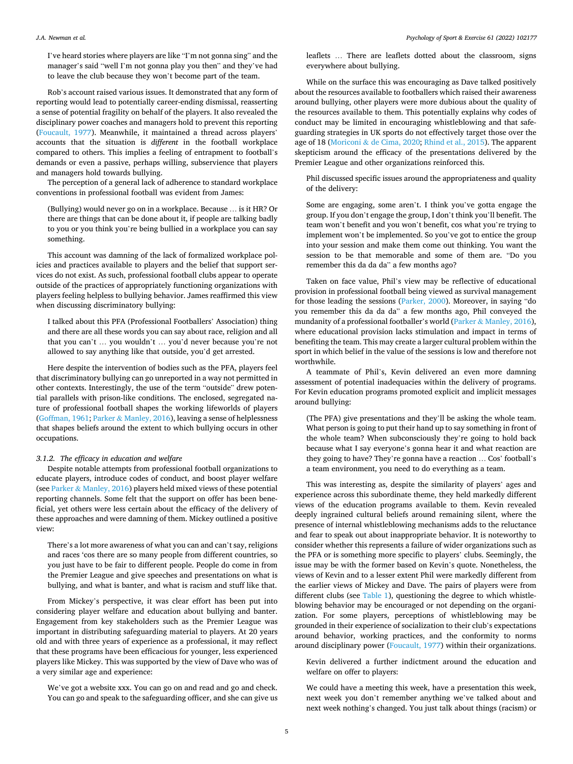I've heard stories where players are like "I'm not gonna sing" and the manager's said "well I'm not gonna play you then" and they've had to leave the club because they won't become part of the team.

Rob's account raised various issues. It demonstrated that any form of reporting would lead to potentially career-ending dismissal, reasserting a sense of potential fragility on behalf of the players. It also revealed the disciplinary power coaches and managers hold to prevent this reporting (Foucault, 1977). Meanwhile, it maintained a thread across players' accounts that the situation is *different* in the football workplace compared to others. This implies a feeling of entrapment to football's demands or even a passive, perhaps willing, subservience that players and managers hold towards bullying.

The perception of a general lack of adherence to standard workplace conventions in professional football was evident from James:

> (Bullying) would never go on in a workplace. Because … is it HR? Or there are things that can be done about it, if people are talking badly to you or you think you're being bullied in a workplace you can say something.

This account was damning of the lack of formalized workplace policies and practices available to players and the belief that support services do not exist. As such, professional football clubs appear to operate outside of the practices of appropriately functioning organizations with players feeling helpless to bullying behavior. James reaffirmed this view when discussing discriminatory bullying:

> I talked about this PFA (Professional Footballers' Association) thing and there are all these words you can say about race, religion and all that you can't … you wouldn't … you'd never because you're not allowed to say anything like that outside, you'd get arrested.

Here despite the intervention of bodies such as the PFA, players feel that discriminatory bullying can go unreported in a way not permitted in other contexts. Interestingly, the use of the term "outside" drew potential parallels with prison-like conditions. The enclosed, segregated nature of professional football shapes the working lifeworlds of players (Goffman, 1961; Parker & Manley, 2016), leaving a sense of helplessness that shapes beliefs around the extent to which bullying occurs in other occupations.

### 3.1.2. The efficacy in education and welfare

Despite notable attempts from professional football organizations to educate players, introduce codes of conduct, and boost player welfare (see Parker & Manley, 2016) players held mixed views of these potential reporting channels. Some felt that the support on offer has been beneficial, yet others were less certain about the efficacy of the delivery of these approaches and were damning of them. Mickey outlined a positive view:

> There's a lot more awareness of what you can and can't say, religions and races 'cos there are so many people from different countries, so you just have to be fair to different people. People do come in from the Premier League and give speeches and presentations on what is bullying, and what is banter, and what is racism and stuff like that.

From Mickey's perspective, it was clear effort has been put into considering player welfare and education about bullying and banter. Engagement from key stakeholders such as the Premier League was important in distributing safeguarding material to players. At 20 years old and with three years of experience as a professional, it may reflect that these programs have been efficacious for younger, less experienced players like Mickey. This was supported by the view of Dave who was of a very similar age and experience:

> We've got a website xxx. You can go on and read and go and check. You can go and speak to the safeguarding officer, and she can give us leaflets … There are leaflets dotted about the classroom, signs everywhere about bullying.

While on the surface this was encouraging as Dave talked positively about the resources available to footballers which raised their awareness around bullying, other players were more dubious about the quality of the resources available to them. This potentially explains why codes of conduct may be limited in encouraging whistleblowing and that safeguarding strategies in UK sports do not effectively target those over the age of 18 (Moriconi & de Cima, 2020; Rhind et al., 2015). The apparent skepticism around the efficacy of the presentations delivered by the Premier League and other organizations reinforced this.

Phil discussed specific issues around the appropriateness and quality of the delivery:

> Some are engaging, some aren't. I think you've gotta engage the group. If you don't engage the group, I don't think you'll benefit. The team won't benefit and you won't benefit, cos what you're trying to implement won't be implemented. So you've got to entice the group into your session and make them come out thinking. You want the session to be that memorable and some of them are. "Do you remember this da da da" a few months ago?

Taken on face value, Phil's view may be reflective of educational provision in professional football being viewed as survival management for those leading the sessions (Parker, 2000). Moreover, in saying "do you remember this da da da" a few months ago, Phil conveyed the mundanity of a professional footballer's world (Parker & Manley, 2016), where educational provision lacks stimulation and impact in terms of benefiting the team. This may create a larger cultural problem within the sport in which belief in the value of the sessions is low and therefore not worthwhile.

A teammate of Phil's, Kevin delivered an even more damning assessment of potential inadequacies within the delivery of programs. For Kevin education programs promoted explicit and implicit messages around bullying:

> (The PFA) give presentations and they'll be asking the whole team. What person is going to put their hand up to say something in front of the whole team? When subconsciously they're going to hold back because what I say everyone's gonna hear it and what reaction are they going to have? They're gonna have a reaction … Cos' football's a team environment, you need to do everything as a team.

This was interesting as, despite the similarity of players' ages and experience across this subordinate theme, they held markedly different views of the education programs available to them. Kevin revealed deeply ingrained cultural beliefs around remaining silent, where the presence of internal whistleblowing mechanisms adds to the reluctance and fear to speak out about inappropriate behavior. It is noteworthy to consider whether this represents a failure of wider organizations such as the PFA or is something more specific to players' clubs. Seemingly, the issue may be with the former based on Kevin's quote. Nonetheless, the views of Kevin and to a lesser extent Phil were markedly different from the earlier views of Mickey and Dave. The pairs of players were from different clubs (see Table 1), questioning the degree to which whistleblowing behavior may be encouraged or not depending on the organization. For some players, perceptions of whistleblowing may be grounded in their experience of socialization to their club's expectations around behavior, working practices, and the conformity to norms around disciplinary power (Foucault, 1977) within their organizations.

Kevin delivered a further indictment around the education and welfare on offer to players:

> We could have a meeting this week, have a presentation this week, next week you don't remember anything we've talked about and next week nothing's changed. You just talk about things (racism) or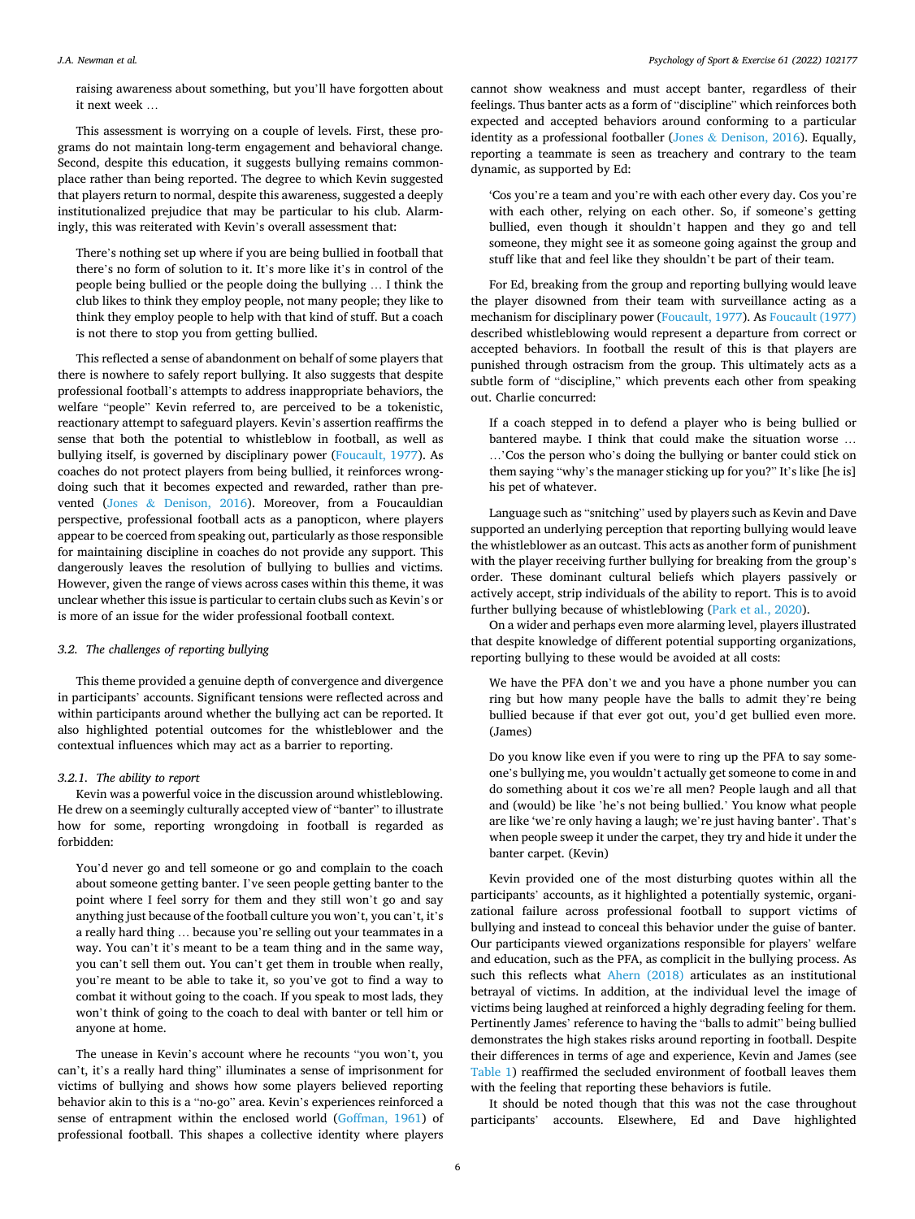raising awareness about something, but you'll have forgotten about it next week …

This assessment is worrying on a couple of levels. First, these programs do not maintain long-term engagement and behavioral change. Second, despite this education, it suggests bullying remains commonplace rather than being reported. The degree to which Kevin suggested that players return to normal, despite this awareness, suggested a deeply institutionalized prejudice that may be particular to his club. Alarmingly, this was reiterated with Kevin's overall assessment that:

> There's nothing set up where if you are being bullied in football that there's no form of solution to it. It's more like it's in control of the people being bullied or the people doing the bullying … I think the club likes to think they employ people, not many people; they like to think they employ people to help with that kind of stuff. But a coach is not there to stop you from getting bullied.

This reflected a sense of abandonment on behalf of some players that there is nowhere to safely report bullying. It also suggests that despite professional football's attempts to address inappropriate behaviors, the welfare "people" Kevin referred to, are perceived to be a tokenistic, reactionary attempt to safeguard players. Kevin's assertion reaffirms the sense that both the potential to whistleblow in football, as well as bullying itself, is governed by disciplinary power (Foucault, 1977). As coaches do not protect players from being bullied, it reinforces wrongdoing such that it becomes expected and rewarded, rather than prevented (Jones & Denison, 2016). Moreover, from a Foucauldian perspective, professional football acts as a panopticon, where players appear to be coerced from speaking out, particularly as those responsible for maintaining discipline in coaches do not provide any support. This dangerously leaves the resolution of bullying to bullies and victims. However, given the range of views across cases within this theme, it was unclear whether this issue is particular to certain clubs such as Kevin's or is more of an issue for the wider professional football context.

### 3.2. The challenges of reporting bullying

This theme provided a genuine depth of convergence and divergence in participants' accounts. Significant tensions were reflected across and within participants around whether the bullying act can be reported. It also highlighted potential outcomes for the whistleblower and the contextual influences which may act as a barrier to reporting.

#### 3.2.1. The ability to report

Kevin was a powerful voice in the discussion around whistleblowing. He drew on a seemingly culturally accepted view of "banter" to illustrate how for some, reporting wrongdoing in football is regarded as forbidden:

> You'd never go and tell someone or go and complain to the coach about someone getting banter. I've seen people getting banter to the point where I feel sorry for them and they still won't go and say anything just because of the football culture you won't, you can't, it's a really hard thing … because you're selling out your teammates in a way. You can't it's meant to be a team thing and in the same way, you can't sell them out. You can't get them in trouble when really, you're meant to be able to take it, so you've got to find a way to combat it without going to the coach. If you speak to most lads, they won't think of going to the coach to deal with banter or tell him or anyone at home.

The unease in Kevin's account where he recounts "you won't, you can't, it's a really hard thing" illuminates a sense of imprisonment for victims of bullying and shows how some players believed reporting behavior akin to this is a "no-go" area. Kevin's experiences reinforced a sense of entrapment within the enclosed world (Goffman, 1961) of professional football. This shapes a collective identity where players cannot show weakness and must accept banter, regardless of their feelings. Thus banter acts as a form of "discipline" which reinforces both expected and accepted behaviors around conforming to a particular identity as a professional footballer (Jones & Denison, 2016). Equally, reporting a teammate is seen as treachery and contrary to the team dynamic, as supported by Ed:

> 'Cos you're a team and you're with each other every day. Cos you're with each other, relying on each other. So, if someone's getting bullied, even though it shouldn't happen and they go and tell someone, they might see it as someone going against the group and stuff like that and feel like they shouldn't be part of their team.

For Ed, breaking from the group and reporting bullying would leave the player disowned from their team with surveillance acting as a mechanism for disciplinary power (Foucault, 1977). As Foucault (1977) described whistleblowing would represent a departure from correct or accepted behaviors. In football the result of this is that players are punished through ostracism from the group. This ultimately acts as a subtle form of "discipline," which prevents each other from speaking out. Charlie concurred:

> If a coach stepped in to defend a player who is being bullied or bantered maybe. I think that could make the situation worse … …'Cos the person who's doing the bullying or banter could stick on them saying "why's the manager sticking up for you?" It's like [he is] his pet of whatever.

Language such as "snitching" used by players such as Kevin and Dave supported an underlying perception that reporting bullying would leave the whistleblower as an outcast. This acts as another form of punishment with the player receiving further bullying for breaking from the group's order. These dominant cultural beliefs which players passively or actively accept, strip individuals of the ability to report. This is to avoid further bullying because of whistleblowing (Park et al., 2020).

On a wider and perhaps even more alarming level, players illustrated that despite knowledge of different potential supporting organizations, reporting bullying to these would be avoided at all costs:

> We have the PFA don't we and you have a phone number you can ring but how many people have the balls to admit they're being bullied because if that ever got out, you'd get bullied even more. (James)

> Do you know like even if you were to ring up the PFA to say someone's bullying me, you wouldn't actually get someone to come in and do something about it cos we're all men? People laugh and all that and (would) be like 'he's not being bullied.' You know what people are like 'we're only having a laugh; we're just having banter'. That's when people sweep it under the carpet, they try and hide it under the banter carpet. (Kevin)

Kevin provided one of the most disturbing quotes within all the participants' accounts, as it highlighted a potentially systemic, organizational failure across professional football to support victims of bullying and instead to conceal this behavior under the guise of banter. Our participants viewed organizations responsible for players' welfare and education, such as the PFA, as complicit in the bullying process. As such this reflects what Ahern (2018) articulates as an institutional betrayal of victims. In addition, at the individual level the image of victims being laughed at reinforced a highly degrading feeling for them. Pertinently James' reference to having the "balls to admit" being bullied demonstrates the high stakes risks around reporting in football. Despite their differences in terms of age and experience, Kevin and James (see Table 1) reaffirmed the secluded environment of football leaves them with the feeling that reporting these behaviors is futile.

It should be noted though that this was not the case throughout participants' accounts. Elsewhere, Ed and Dave highlighted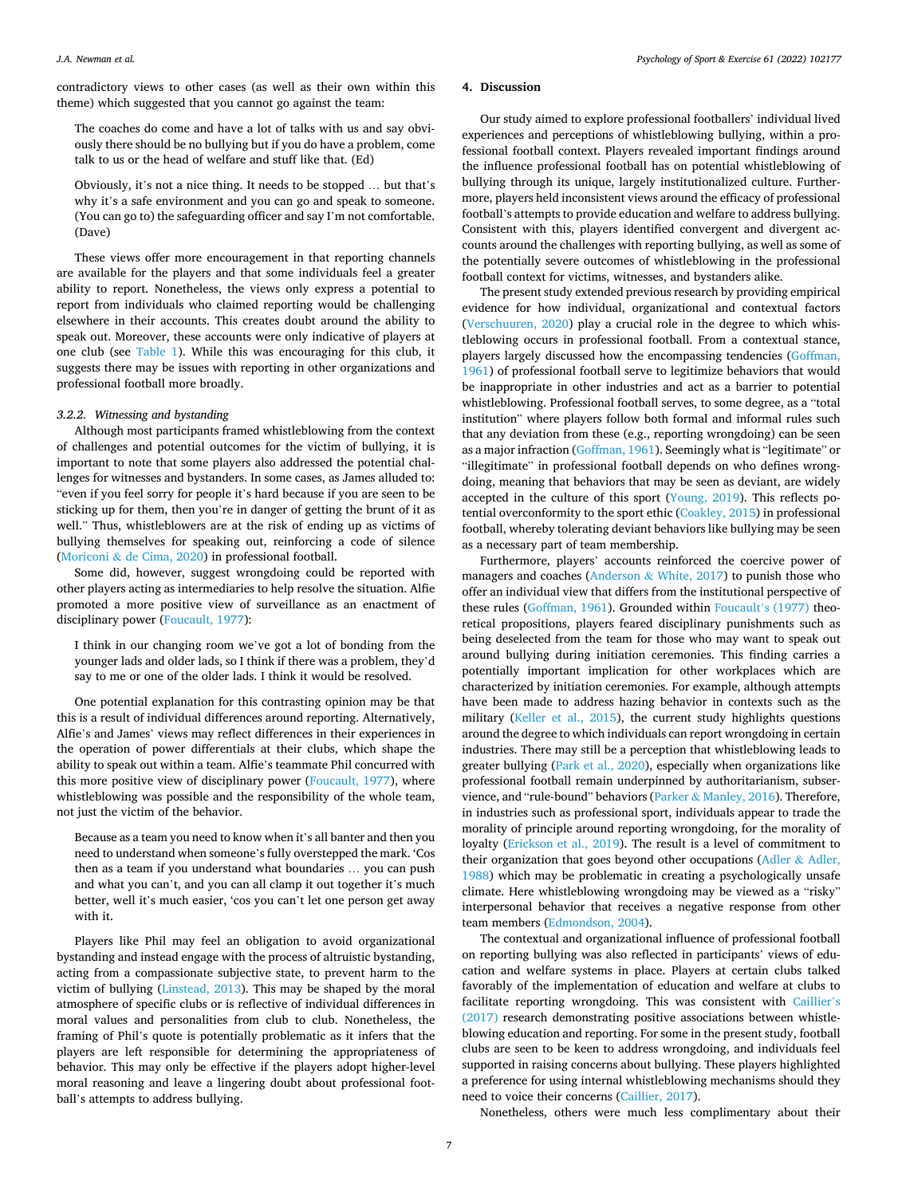contradictory views to other cases (as well as their own within this theme) which suggested that you cannot go against the team:

> The coaches do come and have a lot of talks with us and say obviously there should be no bullying but if you do have a problem, come talk to us or the head of welfare and stuff like that. (Ed)

> Obviously, it's not a nice thing. It needs to be stopped … but that's why it's a safe environment and you can go and speak to someone. (You can go to) the safeguarding officer and say I'm not comfortable. (Dave)

These views offer more encouragement in that reporting channels are available for the players and that some individuals feel a greater ability to report. Nonetheless, the views only express a potential to report from individuals who claimed reporting would be challenging elsewhere in their accounts. This creates doubt about the ability to speak out. Moreover, these accounts were only indicative of players at one club (see Table 1). While this was encouraging for this club, it suggests there may be issues with reporting in other organizations and professional football more broadly.

#### 3.2.2. Witnessing and bystanding

Although most participants framed whistleblowing from the context of challenges and potential outcomes for the victim of bullying, it is important to note that some players also addressed the potential challenges for witnesses and bystanders. In some cases, as James alluded to: "even if you feel sorry for people it's hard because if you are seen to be sticking up for them, then you're in danger of getting the brunt of it as well." Thus, whistleblowers are at the risk of ending up as victims of bullying themselves for speaking out, reinforcing a code of silence (Moriconi & de Cima, 2020) in professional football.

Some did, however, suggest wrongdoing could be reported with other players acting as intermediaries to help resolve the situation. Alfie promoted a more positive view of surveillance as an enactment of disciplinary power (Foucault, 1977):

> I think in our changing room we've got a lot of bonding from the younger lads and older lads, so I think if there was a problem, they'd say to me or one of the older lads. I think it would be resolved.

One potential explanation for this contrasting opinion may be that this is a result of individual differences around reporting. Alternatively, Alfie's and James' views may reflect differences in their experiences in the operation of power differentials at their clubs, which shape the ability to speak out within a team. Alfie's teammate Phil concurred with this more positive view of disciplinary power (Foucault, 1977), where whistleblowing was possible and the responsibility of the whole team, not just the victim of the behavior.

> Because as a team you need to know when it's all banter and then you need to understand when someone's fully overstepped the mark. 'Cos then as a team if you understand what boundaries … you can push and what you can't, and you can all clamp it out together it's much better, well it's much easier, 'cos you can't let one person get away with it.

Players like Phil may feel an obligation to avoid organizational bystanding and instead engage with the process of altruistic bystanding, acting from a compassionate subjective state, to prevent harm to the victim of bullying (Linstead, 2013). This may be shaped by the moral atmosphere of specific clubs or is reflective of individual differences in moral values and personalities from club to club. Nonetheless, the framing of Phil's quote is potentially problematic as it infers that the players are left responsible for determining the appropriateness of behavior. This may only be effective if the players adopt higher-level moral reasoning and leave a lingering doubt about professional football's attempts to address bullying.

## 4. Discussion

Our study aimed to explore professional footballers' individual lived experiences and perceptions of whistleblowing bullying, within a professional football context. Players revealed important findings around the influence professional football has on potential whistleblowing of bullying through its unique, largely institutionalized culture. Furthermore, players held inconsistent views around the efficacy of professional football's attempts to provide education and welfare to address bullying. Consistent with this, players identified convergent and divergent accounts around the challenges with reporting bullying, as well as some of the potentially severe outcomes of whistleblowing in the professional football context for victims, witnesses, and bystanders alike.

The present study extended previous research by providing empirical evidence for how individual, organizational and contextual factors (Verschuuren, 2020) play a crucial role in the degree to which whistleblowing occurs in professional football. From a contextual stance, players largely discussed how the encompassing tendencies (Goffman, 1961) of professional football serve to legitimize behaviors that would be inappropriate in other industries and act as a barrier to potential whistleblowing. Professional football serves, to some degree, as a "total institution" where players follow both formal and informal rules such that any deviation from these (e.g., reporting wrongdoing) can be seen as a major infraction (Goffman, 1961). Seemingly what is "legitimate" or "illegitimate" in professional football depends on who defines wrongdoing, meaning that behaviors that may be seen as deviant, are widely accepted in the culture of this sport (Young, 2019). This reflects potential overconformity to the sport ethic (Coakley, 2015) in professional football, whereby tolerating deviant behaviors like bullying may be seen as a necessary part of team membership.

Furthermore, players' accounts reinforced the coercive power of managers and coaches (Anderson & White, 2017) to punish those who offer an individual view that differs from the institutional perspective of these rules (Goffman, 1961). Grounded within Foucault's (1977) theoretical propositions, players feared disciplinary punishments such as being deselected from the team for those who may want to speak out around bullying during initiation ceremonies. This finding carries a potentially important implication for other workplaces which are characterized by initiation ceremonies. For example, although attempts have been made to address hazing behavior in contexts such as the military (Keller et al., 2015), the current study highlights questions around the degree to which individuals can report wrongdoing in certain industries. There may still be a perception that whistleblowing leads to greater bullying (Park et al., 2020), especially when organizations like professional football remain underpinned by authoritarianism, subservience, and "rule-bound" behaviors (Parker & Manley, 2016). Therefore, in industries such as professional sport, individuals appear to trade the morality of principle around reporting wrongdoing, for the morality of loyalty (Erickson et al., 2019). The result is a level of commitment to their organization that goes beyond other occupations (Adler & Adler, 1988) which may be problematic in creating a psychologically unsafe climate. Here whistleblowing wrongdoing may be viewed as a "risky" interpersonal behavior that receives a negative response from other team members (Edmondson, 2004).

The contextual and organizational influence of professional football on reporting bullying was also reflected in participants' views of education and welfare systems in place. Players at certain clubs talked favorably of the implementation of education and welfare at clubs to facilitate reporting wrongdoing. This was consistent with Caillier's (2017) research demonstrating positive associations between whistleblowing education and reporting. For some in the present study, football clubs are seen to be keen to address wrongdoing, and individuals feel supported in raising concerns about bullying. These players highlighted a preference for using internal whistleblowing mechanisms should they need to voice their concerns (Caillier, 2017).

Nonetheless, others were much less complimentary about their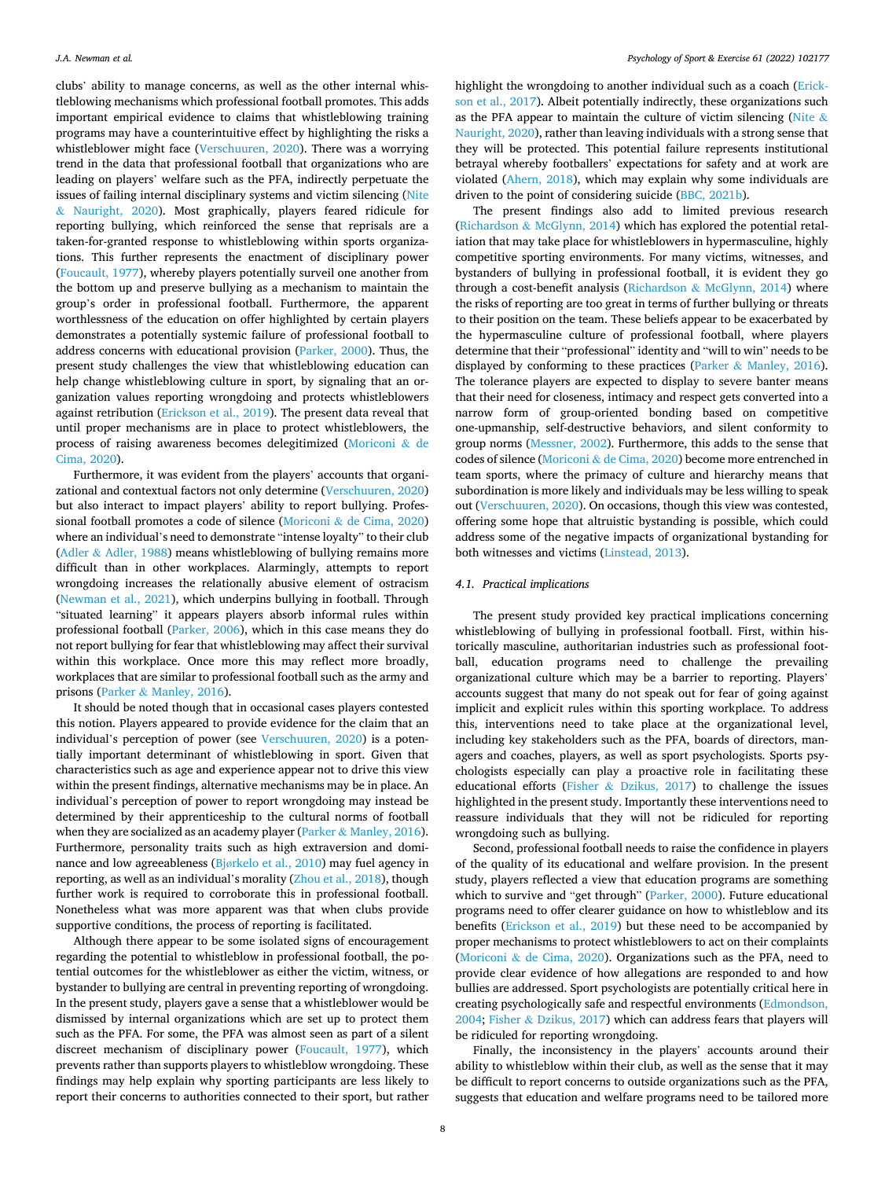clubs' ability to manage concerns, as well as the other internal whistleblowing mechanisms which professional football promotes. This adds important empirical evidence to claims that whistleblowing training programs may have a counterintuitive effect by highlighting the risks a whistleblower might face (Verschuuren, 2020). There was a worrying trend in the data that professional football that organizations who are leading on players' welfare such as the PFA, indirectly perpetuate the issues of failing internal disciplinary systems and victim silencing (Nite & Naurighti, 2020). Most graphically, players feared ridicule for reporting bullying, which reinforced the sense that reprisals are a taken-for-granted response to whistleblowing within sports organizations. This further represents the enactment of disciplinary power (Foucault, 1977), whereby players potentially surveil one another from the bottom up and preserve bullying as a mechanism to maintain the group's order in professional football. Furthermore, the apparent worthlessness of the education on offer highlighted by certain players demonstrates a potentially systemic failure of professional football to address concerns with educational provision (Parker, 2000). Thus, the present study challenges the view that whistleblowing education can help change whistleblowing culture in sport, by signaling that an organization values reporting wrongdoing and protects whistleblowers against retribution (Erickson et al., 2019). The present data reveal that until proper mechanisms are in place to protect whistleblowers, the process of raising awareness becomes delegitimized (Moriconi & de Cima, 2020).

Furthermore, it was evident from the players' accounts that organizational and contextual factors not only determine (Verschuuren, 2020) but also interact to impact players' ability to report bullying. Professional football promotes a code of silence (Moriconi & de Cima, 2020) where an individual's need to demonstrate "intense loyalty" to their club (Adler & Adler, 1988) means whistleblowing of bullying remains more difficult than in other workplaces. Alarmingly, attempts to report wrongdoing increases the relationally abusive element of ostracism (Newman et al., 2021), which underpins bullying in football. Through "situated learning" it appears players absorb informal rules within professional football (Parker, 2006), which in this case means they do not report bullying for fear that whistleblowing may affect their survival within this workplace. Once more this may reflect more broadly, workplaces that are similar to professional football such as the army and prisons (Parker & Manley, 2016).

It should be noted though that in occasional cases players contested this notion. Players appeared to provide evidence for the claim that an individual's perception of power (see Verschuuren, 2020) is a potentially important determinant of whistleblowing in sport. Given that characteristics such as age and experience appear not to drive this view within the present findings, alternative mechanisms may be in place. An individual's perception of power to report wrongdoing may instead be determined by their apprenticeship to the cultural norms of football when they are socialized as an academy player (Parker & Manley, 2016). Furthermore, personality traits such as high extraversion and dominance and low agreeableness (Bjørkelo et al., 2010) may fuel agency in reporting, as well as an individual's morality (Zhou et al., 2018), though further work is required to corroborate this in professional football. Nonetheless what was more apparent was that when clubs provide supportive conditions, the process of reporting is facilitated.

Although there appear to be some isolated signs of encouragement regarding the potential to whistleblow in professional football, the potential outcomes for the whistleblower as either the victim, witness, or bystander to bullying are central in preventing reporting of wrongdoing. In the present study, players gave a sense that a whistleblower would be dismissed by internal organizations which are set up to protect them such as the PFA. For some, the PFA was almost seen as part of a silent discreet mechanism of disciplinary power (Foucault, 1977), which prevents rather than supports players to whistleblow wrongdoing. These findings may help explain why sporting participants are less likely to report their concerns to authorities connected to their sport, but rather highlight the wrongdoing to another individual such as a coach (Erickson et al., 2017). Albeit potentially indirectly, these organizations such as the PFA appear to maintain the culture of victim silencing (Nite & Naurighti, 2020), rather than leaving individuals with a strong sense that they will be protected. This potential failure represents institutional betrayal whereby footballers' expectations for safety and at work are violated (Ahern, 2018), which may explain why some individuals are driven to the point of considering suicide (BBC, 2021b).

The present findings also add to limited previous research (Richardson & McGlynn, 2014) which has explored the potential retaliation that may take place for whistleblowers in hypermasculine, highly competitive sporting environments. For many victims, witnesses, and bystanders of bullying in professional football, it is evident they go through a cost-benefit analysis (Richardson & McGlynn, 2014) where the risks of reporting are too great in terms of further bullying or threats to their position on the team. These beliefs appear to be exacerbated by the hypermasculine culture of professional football, where players determine that their "professional" identity and "will to win" needs to be displayed by conforming to these practices (Parker & Manley, 2016). The tolerance players are expected to display to severe banter means that their need for closeness, intimacy and respect gets converted into a narrow form of group-oriented bonding based on competitive one-upmanship, self-destructive behaviors, and silent conformity to group norms (Messner, 2002). Furthermore, this adds to the sense that codes of silence (Moriconi & de Cima, 2020) become more entrenched in team sports, where the primacy of culture and hierarchy means that subordination is more likely and individuals may be less willing to speak out (Verschuuren, 2020). On occasions, though this view was contested, offering some hope that altruistic bystanding is possible, which could address some of the negative impacts of organizational bystanding for both witnesses and victims (Linstead, 2013).

### 4.1. Practical implications

The present study provided key practical implications concerning whistleblowing of bullying in professional football. First, within historically masculine, authoritarian industries such as professional football, education programs need to challenge the prevailing organizational culture which may be a barrier to reporting. Players' accounts suggest that many do not speak out for fear of going against implicit and explicit rules within this sporting workplace. To address this, interventions need to take place at the organizational level, including key stakeholders such as the PFA, boards of directors, managers and coaches, players, as well as sport psychologists. Sports psychologists especially can play a proactive role in facilitating these educational efforts (Fisher & Dzikus, 2017) to challenge the issues highlighted in the present study. Importantly these interventions need to reassure individuals that they will not be ridiculed for reporting wrongdoing such as bullying.

Second, professional football needs to raise the confidence in players of the quality of its educational and welfare provision. In the present study, players reflected a view that education programs are something which to survive and "get through" (Parker, 2000). Future educational programs need to offer clearer guidance on how to whistleblow and its benefits (Erickson et al., 2019) but these need to be accompanied by proper mechanisms to protect whistleblowers to act on their complaints (Moriconi & de Cima, 2020). Organizations such as the PFA, need to provide clear evidence of how allegations are responded to and how bullies are addressed. Sport psychologists are potentially critical here in creating psychologically safe and respectful environments (Edmondson, 2004; Fisher & Dzikus, 2017) which can address fears that players will be ridiculed for reporting wrongdoing.

Finally, the inconsistency in the players' accounts around their ability to whistleblow within their club, as well as the sense that it may be difficult to report concerns to outside organizations such as the PFA, suggests that education and welfare programs need to be tailored more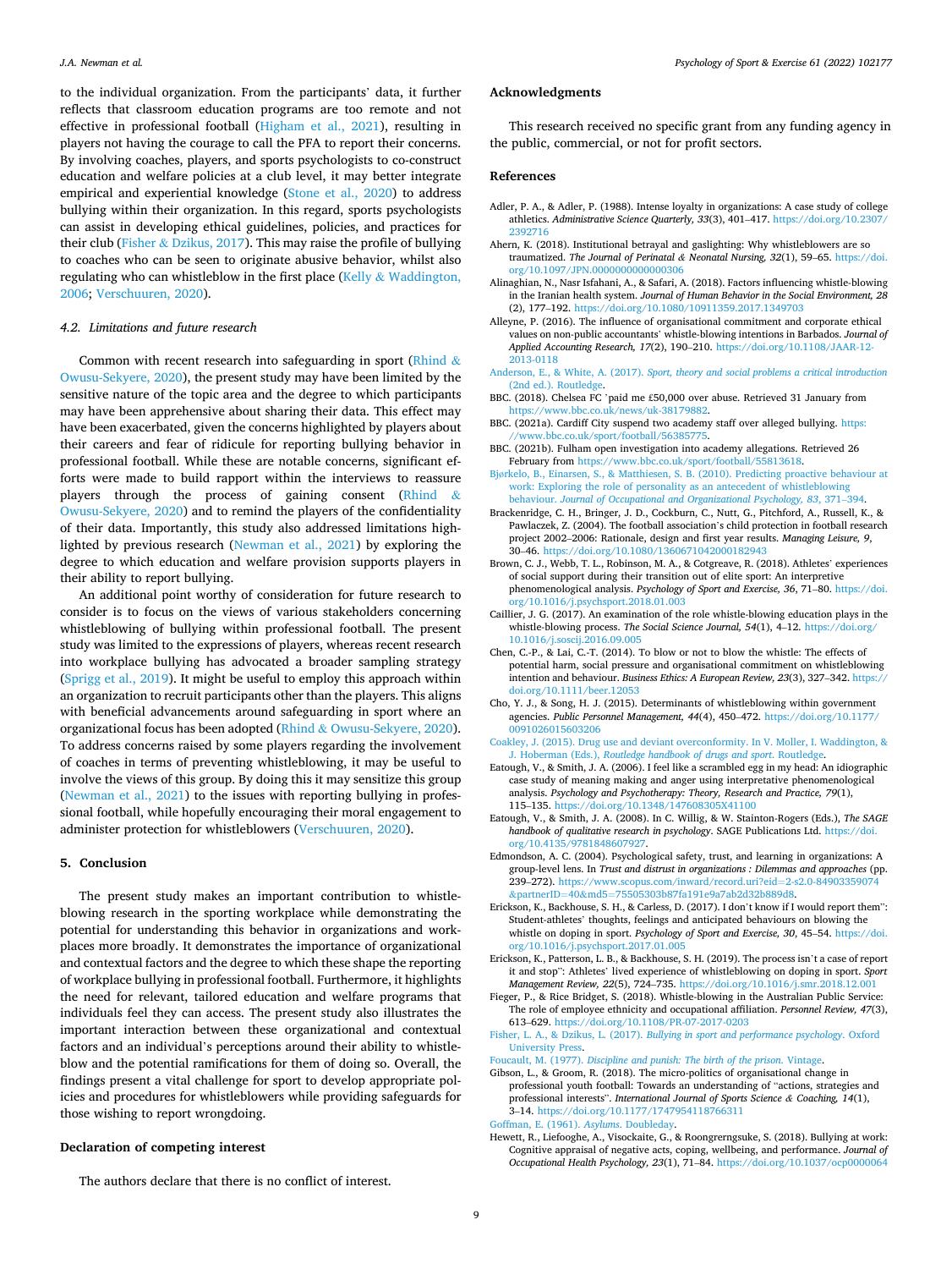to the individual organization. From the participants' data, it further reflects that classroom education programs are too remote and not effective in professional football (Higham et al., 2021), resulting in players not having the courage to call the PFA to report their concerns. By involving coaches, players, and sports psychologists to co-construct education and welfare policies at a club level, it may better integrate empirical and experiential knowledge (Stone et al., 2020) to address bullying within their organization. In this regard, sports psychologists can assist in developing ethical guidelines, policies, and practices for their club (Fisher & Dzikus, 2017). This may raise the profile of bullying to coaches who can be seen to originate abusive behavior, whilst also regulating who can whistleblow in the first place (Kelly & Waddington, 2006; Verschuuren, 2020).

### 4.2. Limitations and future research

Common with recent research into safeguarding in sport (Rhind & Owusu-Sekyere, 2020), the present study may have been limited by the sensitive nature of the topic area and the degree to which participants may have been apprehensive about sharing their data. This effect may have been exacerbated, given the concerns highlighted by players about their careers and fear of ridicule for reporting bullying behavior in professional football. While these are notable concerns, significant efforts were made to build rapport within the interviews to reassure players through the process of gaining consent (Rhind & Owusu-Sekyere, 2020) and to remind the players of the confidentiality of their data. Importantly, this study also addressed limitations highlighted by previous research (Newman et al., 2021) by exploring the degree to which education and welfare provision supports players in their ability to report bullying.

An additional point worthy of consideration for future research to consider is to focus on the views of various stakeholders concerning whistleblowing of bullying within professional football. The present study was limited to the expressions of players, whereas recent research into workplace bullying has advocated a broader sampling strategy (Sprigg et al., 2019). It might be useful to employ this approach within an organization to recruit participants other than the players. This aligns with beneficial advancements around safeguarding in sport where an organizational focus has been adopted (Rhind & Owusu-Sekyere, 2020). To address concerns raised by some players regarding the involvement of coaches in terms of preventing whistleblowing, it may be useful to involve the views of this group. By doing this it may sensitize this group (Newman et al., 2021) to the issues with reporting bullying in professional football, while hopefully encouraging their moral engagement to administer protection for whistleblowers (Verschuuren, 2020).

## 5. Conclusion

The present study makes an important contribution to whistleblowing research in the sporting workplace while demonstrating the potential for understanding this behavior in organizations and workplaces more broadly. It demonstrates the importance of organizational and contextual factors and the degree to which these shape the reporting of workplace bullying in professional football. Furthermore, it highlights the need for relevant, tailored education and welfare programs that individuals feel they can access. The present study also illustrates the important interaction between these organizational and contextual factors and an individual's perceptions around their ability to whistleblow and the potential ramifications for them of doing so. Overall, the findings present a vital challenge for sport to develop appropriate policies and procedures for whistleblowers while providing safeguards for those wishing to report wrongdoing.

## Declaration of competing interest

The authors declare that there is no conflict of interest.

## Acknowledgments

This research received no specific grant from any funding agency in the public, commercial, or not for profit sectors.

## References

Adler, P. A., & Adler, P. (1988). Intense loyalty in organizations: A case study of college athletics. *Administrative Science Quarterly, 33*(3), 401–417. https://doi.org/10.2307/2392716

Ahern, K. (2018). Institutional betrayal and gaslighting: Why whistleblowers are so traumatized. *The Journal of Perinatal & Neonatal Nursing, 32*(1), 59–65. https://doi.org/10.1097/JPN.0000000000000306

Alinaghian, N., Nasr Isfahani, A., & Safari, A. (2018). Factors influencing whistle-blowing in the Iranian health system. *Journal of Human Behavior in the Social Environment, 28* (2), 177–192. https://doi.org/10.1080/10911359.2017.1349703

Alleyne, P. (2016). The influence of organisational commitment and corporate ethical values on non-public accountants' whistle-blowing intentions in Barbados. *Journal of Applied Accounting Research, 17*(2), 190–210. https://doi.org/10.1108/JAAR-12-2013-0118

Anderson, E., & White, A. (2017). *Sport, theory and social problems a critical introduction* (2nd ed.). Routledge.

BBC. (2018). Chelsea FC 'paid me £50,000 over abuse. Retrieved 31 January from https://www.bbc.co.uk/news/uk-38179882.

BBC. (2021a). Cardiff City suspend two academy staff over alleged bullying. https://www.bbc.co.uk/sport/football/56385775.

BBC. (2021b). Fulham open investigation into academy allegations. Retrieved 26 February from https://www.bbc.co.uk/sport/football/55813618.

Bjørkelo, B., Einarsen, S., & Matthiesen, S. B. (2010). Predicting proactive behaviour at work: Exploring the role of personality as an antecedent of whistleblowing behaviour. *Journal of Occupational and Organizational Psychology, 83*, 371–394.

Brackenridge, C. H., Bringer, J. D., Cockburn, C., Nutt, G., Pitchford, A., Russell, K., & Pawlaczek, Z. (2004). The football association's child protection in football research project 2002–2006: Rationale, design and first year results. *Managing Leisure, 9*, 30–46. https://doi.org/10.1080/1360671042000182943

Brown, C. J., Webb, T. L., Robinson, M. A., & Cotgreave, R. (2018). Athletes' experiences of social support during their transition out of elite sport: An interpretive phenomenological analysis. *Psychology of Sport and Exercise, 36*, 71–80. https://doi.org/10.1016/j.psychsport.2018.01.003

Caillier, J. G. (2017). An examination of the role whistle-blowing education plays in the whistle-blowing process. *The Social Science Journal, 54*(1), 4–12. https://doi.org/10.1016/j.soscij.2016.09.005

Chen, C.-P., & Lai, C.-T. (2014). To blow or not to blow the whistle: The effects of potential harm, social pressure and organisational commitment on whistleblowing intention and behaviour. *Business Ethics: A European Review, 23*(3), 327–342. https://doi.org/10.1111/beer.12053

Cho, Y. J., & Song, H. J. (2015). Determinants of whistleblowing within government agencies. *Public Personnel Management, 44*(4), 450–472. https://doi.org/10.1177/0091026015603206

Coakley, J. (2015). Drug use and deviant overconformity. In V. Moller, I. Waddington, & J. Hoberman (Eds.), *Routledge handbook of drugs and sport*. Routledge.

Eatough, V., & Smith, J. A. (2006). I feel like a scrambled egg in my head: An idiographic case study of meaning making and anger using interpretative phenomenological analysis. *Psychology and Psychotherapy: Theory, Research and Practice, 79*(1), 115–135. https://doi.org/10.1348/147608305X41100

Eatough, V., & Smith, J. A. (2008). In C. Willig, & W. Stainton-Rogers (Eds.), *The SAGE handbook of qualitative research in psychology*. SAGE Publications Ltd. https://doi.org/10.4135/9781848607927.

Edmondson, A. C. (2004). Psychological safety, trust, and learning in organizations: A group-level lens. In *Trust and distrust in organizations : Dilemmas and approaches* (pp. 239–272). https://www.scopus.com/inward/record.uri?eid=2-s2.0-84903359074&partnerID=40&md5=75505303b87fa191e9a7ab2d32b889d8.

Erickson, K., Backhouse, S. H., & Carless, D. (2017). I don't know if I would report them": Student-athletes' thoughts, feelings and anticipated behaviours on blowing the whistle on doping in sport. *Psychology of Sport and Exercise, 30*, 45–54. https://doi.org/10.1016/j.psychsport.2017.01.005

Erickson, K., Patterson, L. B., & Backhouse, S. H. (2019). The process isn't a case of report it and stop": Athletes' lived experience of whistleblowing on doping in sport. *Sport Management Review, 22*(5), 724–735. https://doi.org/10.1016/j.smr.2018.12.001

Fieger, P., & Rice Bridget, S. (2018). Whistle-blowing in the Australian Public Service: The role of employee ethnicity and occupational affiliation. *Personnel Review, 47*(3), 613–629. https://doi.org/10.1108/PR-07-2017-0203

Fisher, L. A., & Dzikus, L. (2017). *Bullying in sport and performance psychology*. Oxford University Press.

Foucault, M. (1977). *Discipline and punish: The birth of the prison*. Vintage.

Gibson, L., & Groom, R. (2018). The micro-politics of organisational change in professional youth football: Towards an understanding of "actions, strategies and professional interests". *International Journal of Sports Science & Coaching, 14*(1), 3–14. https://doi.org/10.1177/1747954118766311

Goffman, E. (1961). *Asylums*. Doubleday.

Hewett, R., Liefooghe, A., Visockaite, G., & Roongrerngsuke, S. (2018). Bullying at work: Cognitive appraisal of negative acts, coping, wellbeing, and performance. *Journal of Occupational Health Psychology, 23*(1), 71–84. https://doi.org/10.1037/ocp0000064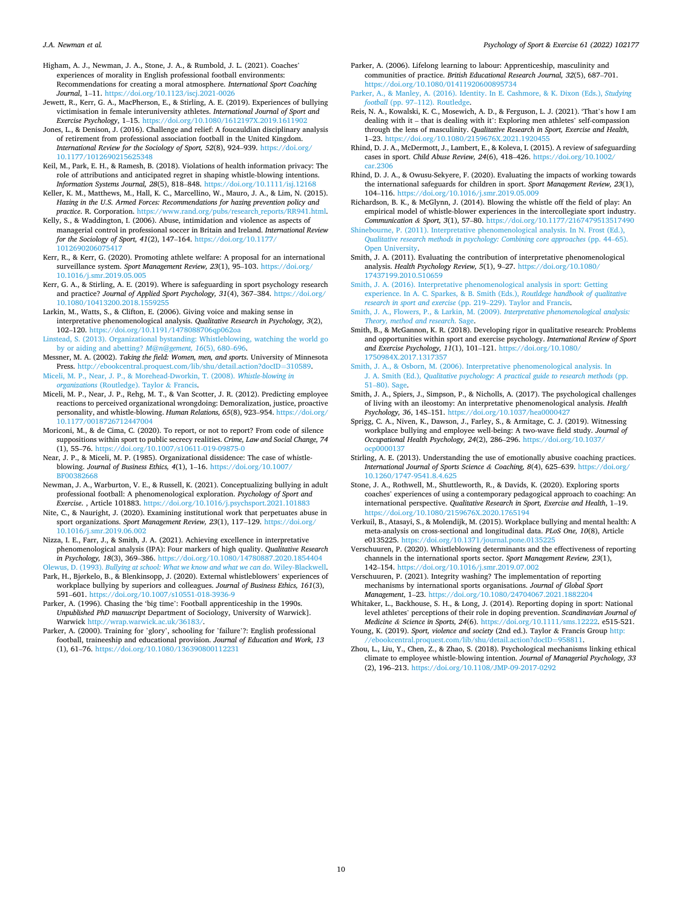Higham, A. J., Newman, J. A., Stone, J. A., & Rumbold, J. L. (2021). Coaches' experiences of morality in English professional football environments: Recommendations for creating a moral atmosphere. *International Sport Coaching Journal*, 1–11. https://doi.org/10.1123/iscj.2021-0026

Jewett, R., Kerr, G. A., MacPherson, E., & Stirling, A. E. (2019). Experiences of bullying victimisation in female interuniversity athletes. *International Journal of Sport and Exercise Psychology*, 1–15. https://doi.org/10.1080/1612197X.2019.1611902

Jones, L., & Denison, J. (2016). Challenge and relief: A foucauldian disciplinary analysis of retirement from professional association football in the United Kingdom. *International Review for the Sociology of Sport, 52*(8), 924–939. https://doi.org/10.1177/1012690215625348

Keil, M., Park, E. H., & Ramesh, B. (2018). Violations of health information privacy: The role of attributions and anticipated regret in shaping whistle-blowing intentions. *Information Systems Journal, 28*(5), 818–848. https://doi.org/10.1111/isj.12168

Keller, K. M., Matthews, M., Hall, K. C., Marcellino, W., Mauro, J. A., & Lim, N. (2015). *Hazing in the U.S. Armed Forces: Recommendations for hazing prevention policy and practice*. R. Corporation. https://www.rand.org/pubs/research_reports/RR941.html.

Kelly, S., & Waddington, I. (2006). Abuse, intimidation and violence as aspects of managerial control in professional soccer in Britain and Ireland. *International Review for the Sociology of Sport, 41*(2), 147–164. https://doi.org/10.1177/1012690206075417

Kerr, R., & Kerr, G. (2020). Promoting athlete welfare: A proposal for an international surveillance system. *Sport Management Review, 23*(1), 95–103. https://doi.org/10.1016/j.smr.2019.05.005

Kerr, G. A., & Stirling, A. E. (2019). Where is safeguarding in sport psychology research and practice? *Journal of Applied Sport Psychology, 31*(4), 367–384. https://doi.org/10.1080/10413200.2018.1559255

Larkin, M., Watts, S., & Clifton, E. (2006). Giving voice and making sense in interpretative phenomenological analysis. *Qualitative Research in Psychology, 3*(2), 102–120. https://doi.org/10.1191/1478088706qp062oa

Linstead, S. (2013). Organizational bystanding: Whistleblowing, watching the world go by or aiding and abetting? *M@n@gement, 16*(5), 680–696.

Messner, M. A. (2002). *Taking the field: Women, men, and sports*. University of Minnesota Press. http://ebookcentral.proquest.com/lib/shu/detail.action?docID=310589.

Miceli, M. P., Near, J. P., & Morehead-Dworkin, T. (2008). *Whistle-blowing in organizations* (Routledge). Taylor & Francis.

Miceli, M. P., Near, J. P., Rehg, M. T., & Van Scotter, J. R. (2012). Predicting employee reactions to perceived organizational wrongdoing: Demoralization, justice, proactive personality, and whistle-blowing. *Human Relations, 65*(8), 923–954. https://doi.org/10.1177/0018726712447004

Moriconi, M., & de Cima, C. (2020). To report, or not to report? From code of silence suppositions within sport to public secrecy realities. *Crime, Law and Social Change, 74*(1), 55–76. https://doi.org/10.1007/s10611-019-09875-0

Near, J. P., & Miceli, M. P. (1985). Organizational dissidence: The case of whistle-blowing. *Journal of Business Ethics, 4*(1), 1–16. https://doi.org/10.1007/BF00382668

Newman, J. A., Warburton, V. E., & Russell, K. (2021). Conceptualizing bullying in adult professional football: A phenomenological exploration. *Psychology of Sport and Exercise*. , Article 101883. https://doi.org/10.1016/j.psychsport.2021.101883

Nite, C., & Nauright, J. (2020). Examining institutional work that perpetuates abuse in sport organizations. *Sport Management Review, 23*(1), 117–129. https://doi.org/10.1016/j.smr.2019.06.002

Nizza, I. E., Farr, J., & Smith, J. A. (2021). Achieving excellence in interpretative phenomenological analysis (IPA): Four markers of high quality. *Qualitative Research in Psychology, 18*(3), 369–386. https://doi.org/10.1080/14780887.2020.1854404

Olewus, D. (1993). *Bullying at school: What we know and what we can do*. Wiley-Blackwell.

Park, H., Bjørkelo, B., & Blenkinsopp, J. (2020). External whistleblowers' experiences of workplace bullying by superiors and colleagues. *Journal of Business Ethics, 161*(3), 591–601. https://doi.org/10.1007/s10551-018-3936-9

Parker, A. (1996). Chasing the 'big time': Football apprenticeship in the 1990s. *Unpublished PhD manuscript* Department of Sociology, University of Warwick]. Warwick http://wrap.warwick.ac.uk/36183/.

Parker, A. (2000). Training for `glory', schooling for `failure'?: English professional football, traineeship and educational provision. *Journal of Education and Work, 13*(1), 61–76. https://doi.org/10.1080/136390800112231

Parker, A. (2006). Lifelong learning to labour: Apprenticeship, masculinity and communities of practice. *British Educational Research Journal, 32*(5), 687–701. https://doi.org/10.1080/01411920600895734

Parker, A., & Manley, A. (2016). Identity. In E. Cashmore, & K. Dixon (Eds.), *Studying football* (pp. 97–112). Routledge.

Reis, N. A., Kowalski, K. C., Mosewich, A. D., & Ferguson, L. J. (2021). 'That's how I am dealing with it – that is dealing with it': Exploring men athletes' self-compassion through the lens of masculinity. *Qualitative Research in Sport, Exercise and Health*, 1–23. https://doi.org/10.1080/2159676X.2021.1920455

Rhind, D. J. A., McDermott, J., Lambert, E., & Koleva, I. (2015). A review of safeguarding cases in sport. *Child Abuse Review, 24*(6), 418–426. https://doi.org/10.1002/car.2306

Rhind, D. J. A., & Owusu-Sekyere, F. (2020). Evaluating the impacts of working towards the international safeguards for children in sport. *Sport Management Review, 23*(1), 104–116. https://doi.org/10.1016/j.smr.2019.05.009

Richardson, B. K., & McGlynn, J. (2014). Blowing the whistle off the field of play: An empirical model of whistle-blower experiences in the intercollegiate sport industry. *Communication & Sport, 3*(1), 57–80. https://doi.org/10.1177/2167479513517490

Shinebourne, P. (2011). Interpretative phenomenological analysis. In N. Frost (Ed.), *Qualitative research methods in psychology: Combining core approaches* (pp. 44–65). Open University.

Smith, J. A. (2011). Evaluating the contribution of interpretative phenomenological analysis. *Health Psychology Review, 5*(1), 9–27. https://doi.org/10.1080/17437199.2010.510659

Smith, J. A. (2016). Interpretative phenomenological analysis in sport: Getting experience. In A. C. Sparkes, & B. Smith (Eds.), *Routledge handbook of qualitative research in sport and exercise* (pp. 219–229). Taylor and Francis.

Smith, J. A., Flowers, P., & Larkin, M. (2009). *Interpretative phenomenological analysis: Theory, method and research*. Sage.

Smith, B., & McGannon, K. R. (2018). Developing rigor in qualitative research: Problems and opportunities within sport and exercise psychology. *International Review of Sport and Exercise Psychology, 11*(1), 101–121. https://doi.org/10.1080/1750984X.2017.1317357

Smith, J. A., & Osborn, M. (2006). Interpretative phenomenological analysis. In J. A. Smith (Ed.), *Qualitative psychology: A practical guide to research methods* (pp. 51–80). Sage.

Smith, J. A., Spiers, J., Simpson, P., & Nicholls, A. (2017). The psychological challenges of living with an ileostomy: An interpretative phenomenological analysis. *Health Psychology, 36*, 14S–151. https://doi.org/10.1037/hea0000427

Sprigg, C. A., Niven, K., Dawson, J., Farley, S., & Armitage, C. J. (2019). Witnessing workplace bullying and employee well-being: A two-wave field study. *Journal of Occupational Health Psychology, 24*(2), 286–296. https://doi.org/10.1037/ocp0000137

Stirling, A. E. (2013). Understanding the use of emotionally abusive coaching practices. *International Journal of Sports Science & Coaching, 8*(4), 625–639. https://doi.org/10.1260/1747-9541.8.4.625

Stone, J. A., Rothwell, M., Shuttleworth, R., & Davids, K. (2020). Exploring sports coaches' experiences of using a contemporary pedagogical approach to coaching: An international perspective. *Qualitative Research in Sport, Exercise and Health*, 1–19. https://doi.org/10.1080/2159676X.2020.1765194

Verkuil, B., Atasayi, S., & Molendijk, M. (2015). Workplace bullying and mental health: A meta-analysis on cross-sectional and longitudinal data. *PLoS One, 10*(8), Article e0135225. https://doi.org/10.1371/journal.pone.0135225

Verschuuren, P. (2020). Whistleblowing determinants and the effectiveness of reporting channels in the international sports sector. *Sport Management Review, 23*(1), 142–154. https://doi.org/10.1016/j.smr.2019.07.002

Verschuuren, P. (2021). Integrity washing? The implementation of reporting mechanisms by international sports organisations. *Journal of Global Sport Management*, 1–23. https://doi.org/10.1080/24704067.2021.1882204

Whitaker, L., Backhouse, S. H., & Long, J. (2014). Reporting doping in sport: National level athletes' perceptions of their role in doping prevention. *Scandinavian Journal of Medicine & Science in Sports, 24*(6). https://doi.org/10.1111/sms.12222. e515-521.

Young, K. (2019). *Sport, violence and society* (2nd ed.). Taylor & Francis Group http://ebookcentral.proquest.com/lib/shu/detail.action?docID=958811.

Zhou, L., Liu, Y., Chen, Z., & Zhao, S. (2018). Psychological mechanisms linking ethical climate to employee whistle-blowing intention. *Journal of Managerial Psychology, 33*(2), 196–213. https://doi.org/10.1108/JMP-09-2017-0292